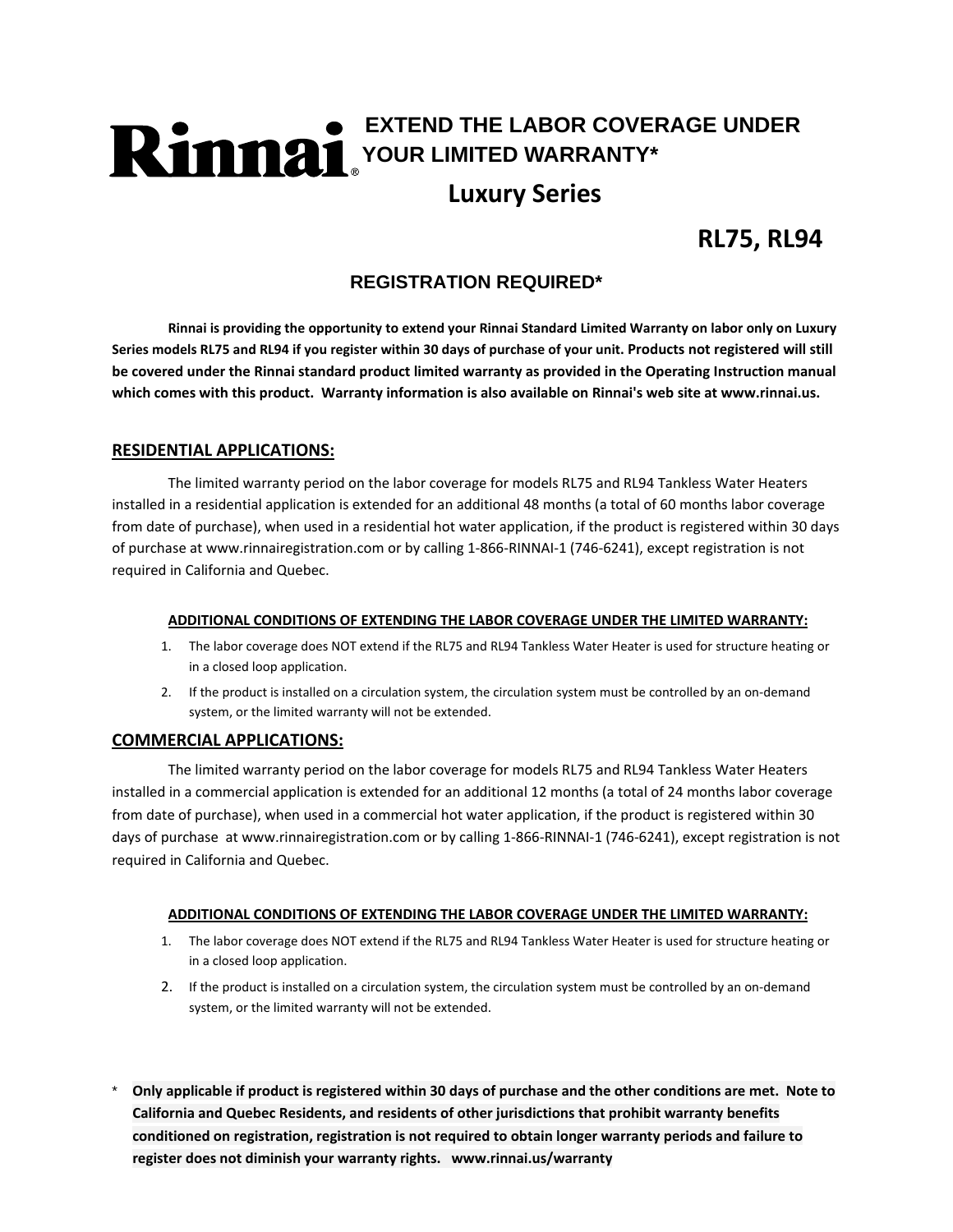# Rinnai® EXTEND THE LABOR COVERAGE UNDER YOUR LIMITED WARRANTY*

## Luxury Series

## RL75, RL94

### REGISTRATION REQUIRED*

**Rinnai is providing the opportunity to extend your Rinnai Standard Limited Warranty on labor only on Luxury Series models RL75 and RL94 if you register within 30 days of purchase of your unit. Products not registered will still be covered under the Rinnai standard product limited warranty as provided in the Operating Instruction manual which comes with this product. Warranty information is also available on Rinnai's web site at www.rinnai.us.**

## RESIDENTIAL APPLICATIONS:

The limited warranty period on the labor coverage for models RL75 and RL94 Tankless Water Heaters installed in a residential application is extended for an additional 48 months (a total of 60 months labor coverage from date of purchase), when used in a residential hot water application, if the product is registered within 30 days of purchase at www.rinnairegistration.com or by calling 1-866-RINNAI-1 (746-6241), except registration is not required in California and Quebec.

### ADDITIONAL CONDITIONS OF EXTENDING THE LABOR COVERAGE UNDER THE LIMITED WARRANTY:

1. The labor coverage does NOT extend if the RL75 and RL94 Tankless Water Heater is used for structure heating or in a closed loop application.
2. If the product is installed on a circulation system, the circulation system must be controlled by an on-demand system, or the limited warranty will not be extended.

## COMMERCIAL APPLICATIONS:

The limited warranty period on the labor coverage for models RL75 and RL94 Tankless Water Heaters installed in a commercial application is extended for an additional 12 months (a total of 24 months labor coverage from date of purchase), when used in a commercial hot water application, if the product is registered within 30 days of purchase at www.rinnairegistration.com or by calling 1-866-RINNAI-1 (746-6241), except registration is not required in California and Quebec.

### ADDITIONAL CONDITIONS OF EXTENDING THE LABOR COVERAGE UNDER THE LIMITED WARRANTY:

1. The labor coverage does NOT extend if the RL75 and RL94 Tankless Water Heater is used for structure heating or in a closed loop application.
2. If the product is installed on a circulation system, the circulation system must be controlled by an on-demand system, or the limited warranty will not be extended.

\* **Only applicable if product is registered within 30 days of purchase and the other conditions are met. Note to California and Quebec Residents, and residents of other jurisdictions that prohibit warranty benefits conditioned on registration, registration is not required to obtain longer warranty periods and failure to register does not diminish your warranty rights. www.rinnai.us/warranty**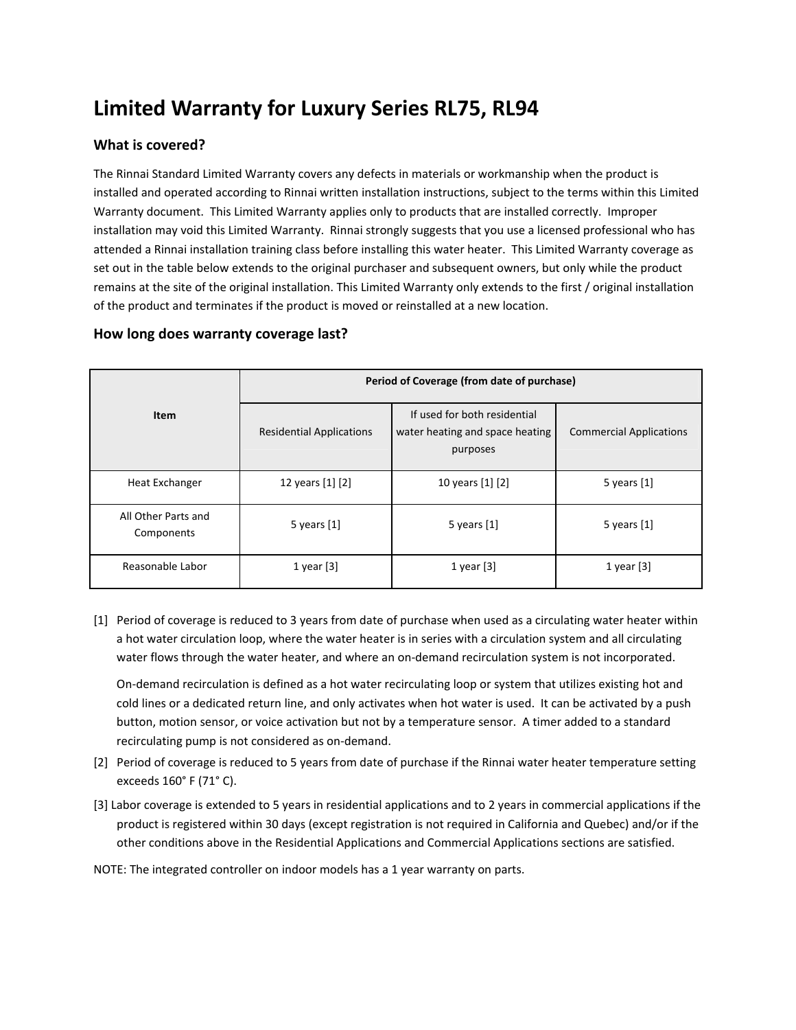# Limited Warranty for Luxury Series RL75, RL94

## What is covered?

The Rinnai Standard Limited Warranty covers any defects in materials or workmanship when the product is installed and operated according to Rinnai written installation instructions, subject to the terms within this Limited Warranty document. This Limited Warranty applies only to products that are installed correctly. Improper installation may void this Limited Warranty. Rinnai strongly suggests that you use a licensed professional who has attended a Rinnai installation training class before installing this water heater. This Limited Warranty coverage as set out in the table below extends to the original purchaser and subsequent owners, but only while the product remains at the site of the original installation. This Limited Warranty only extends to the first / original installation of the product and terminates if the product is moved or reinstalled at a new location.

## How long does warranty coverage last?

| Item | Period of Coverage (from date of purchase) | | |
|---|---|---|---|
| | Residential Applications | If used for both residential water heating and space heating purposes | Commercial Applications |
| Heat Exchanger | 12 years [1] [2] | 10 years [1] [2] | 5 years [1] |
| All Other Parts and Components | 5 years [1] | 5 years [1] | 5 years [1] |
| Reasonable Labor | 1 year [3] | 1 year [3] | 1 year [3] |

[1] Period of coverage is reduced to 3 years from date of purchase when used as a circulating water heater within a hot water circulation loop, where the water heater is in series with a circulation system and all circulating water flows through the water heater, and where an on-demand recirculation system is not incorporated.

On-demand recirculation is defined as a hot water recirculating loop or system that utilizes existing hot and cold lines or a dedicated return line, and only activates when hot water is used. It can be activated by a push button, motion sensor, or voice activation but not by a temperature sensor. A timer added to a standard recirculating pump is not considered as on-demand.

[2] Period of coverage is reduced to 5 years from date of purchase if the Rinnai water heater temperature setting exceeds 160° F (71° C).

[3] Labor coverage is extended to 5 years in residential applications and to 2 years in commercial applications if the product is registered within 30 days (except registration is not required in California and Quebec) and/or if the other conditions above in the Residential Applications and Commercial Applications sections are satisfied.

NOTE: The integrated controller on indoor models has a 1 year warranty on parts.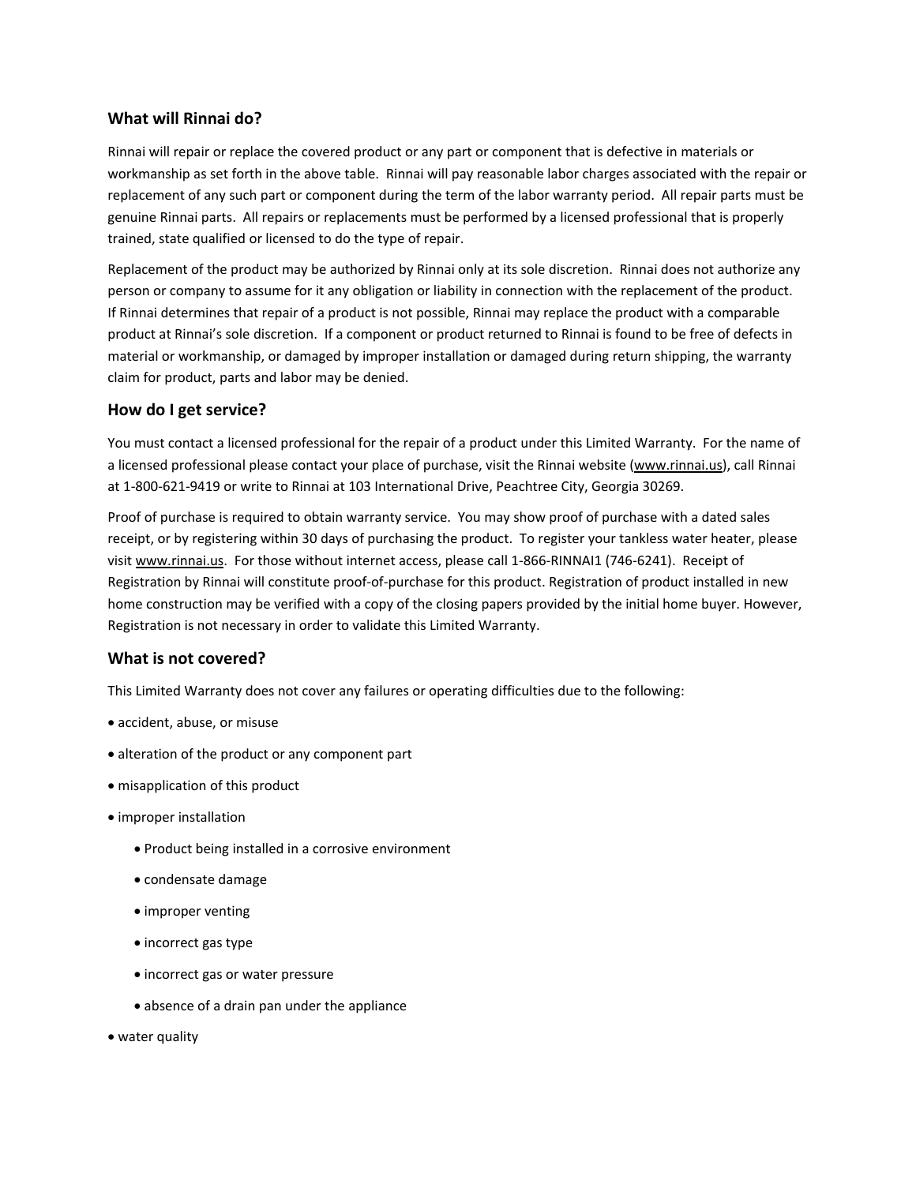## What will Rinnai do?

Rinnai will repair or replace the covered product or any part or component that is defective in materials or workmanship as set forth in the above table. Rinnai will pay reasonable labor charges associated with the repair or replacement of any such part or component during the term of the labor warranty period. All repair parts must be genuine Rinnai parts. All repairs or replacements must be performed by a licensed professional that is properly trained, state qualified or licensed to do the type of repair.

Replacement of the product may be authorized by Rinnai only at its sole discretion. Rinnai does not authorize any person or company to assume for it any obligation or liability in connection with the replacement of the product. If Rinnai determines that repair of a product is not possible, Rinnai may replace the product with a comparable product at Rinnai's sole discretion. If a component or product returned to Rinnai is found to be free of defects in material or workmanship, or damaged by improper installation or damaged during return shipping, the warranty claim for product, parts and labor may be denied.

## How do I get service?

You must contact a licensed professional for the repair of a product under this Limited Warranty. For the name of a licensed professional please contact your place of purchase, visit the Rinnai website (www.rinnai.us), call Rinnai at 1-800-621-9419 or write to Rinnai at 103 International Drive, Peachtree City, Georgia 30269.

Proof of purchase is required to obtain warranty service. You may show proof of purchase with a dated sales receipt, or by registering within 30 days of purchasing the product. To register your tankless water heater, please visit www.rinnai.us. For those without internet access, please call 1-866-RINNAI1 (746-6241). Receipt of Registration by Rinnai will constitute proof-of-purchase for this product. Registration of product installed in new home construction may be verified with a copy of the closing papers provided by the initial home buyer. However, Registration is not necessary in order to validate this Limited Warranty.

## What is not covered?

This Limited Warranty does not cover any failures or operating difficulties due to the following:

- accident, abuse, or misuse
- alteration of the product or any component part
- misapplication of this product
- improper installation
  - Product being installed in a corrosive environment
  - condensate damage
  - improper venting
  - incorrect gas type
  - incorrect gas or water pressure
  - absence of a drain pan under the appliance
- water quality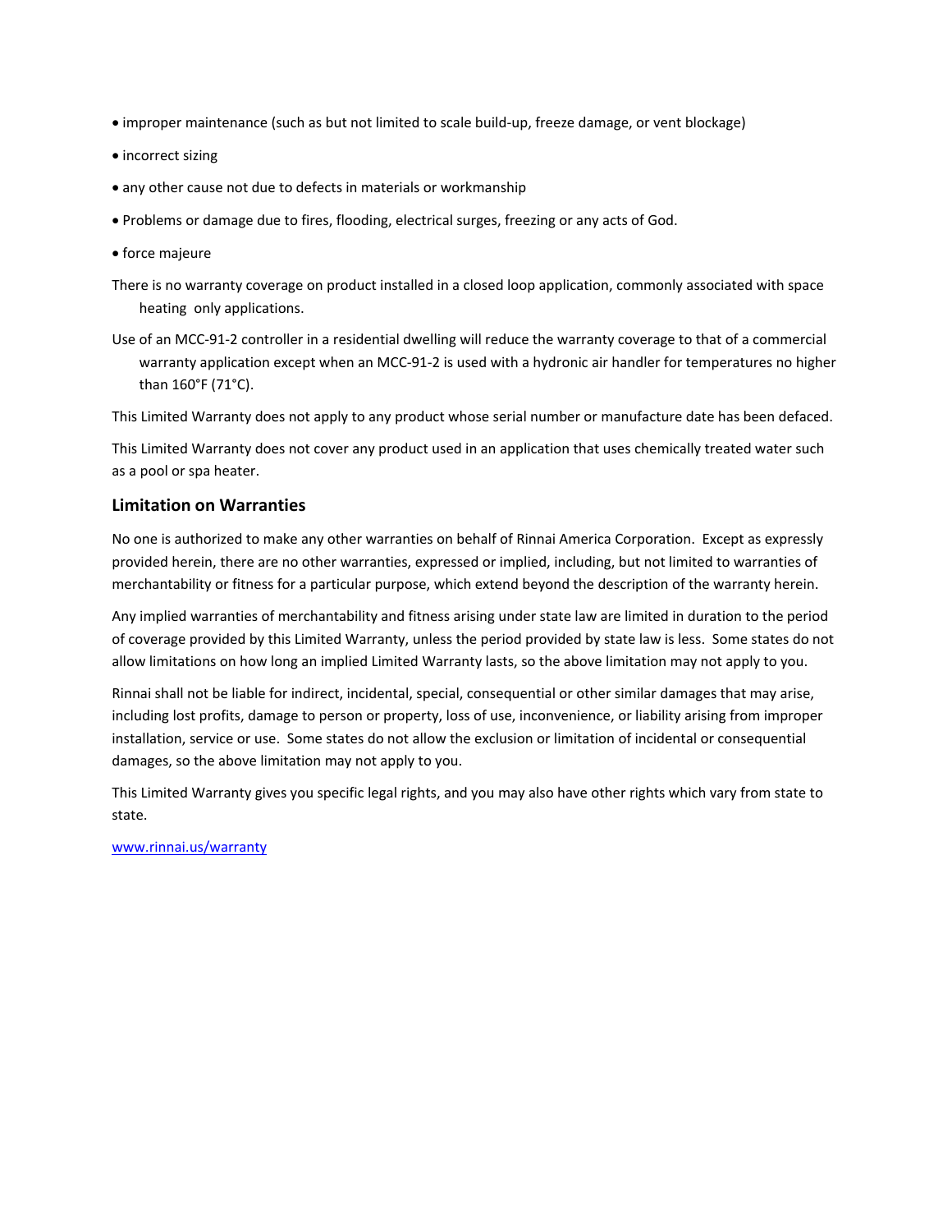- improper maintenance (such as but not limited to scale build-up, freeze damage, or vent blockage)
- incorrect sizing
- any other cause not due to defects in materials or workmanship
- Problems or damage due to fires, flooding, electrical surges, freezing or any acts of God.
- force majeure

There is no warranty coverage on product installed in a closed loop application, commonly associated with space heating only applications.

Use of an MCC-91-2 controller in a residential dwelling will reduce the warranty coverage to that of a commercial warranty application except when an MCC-91-2 is used with a hydronic air handler for temperatures no higher than 160°F (71°C).

This Limited Warranty does not apply to any product whose serial number or manufacture date has been defaced.

This Limited Warranty does not cover any product used in an application that uses chemically treated water such as a pool or spa heater.

### Limitation on Warranties

No one is authorized to make any other warranties on behalf of Rinnai America Corporation. Except as expressly provided herein, there are no other warranties, expressed or implied, including, but not limited to warranties of merchantability or fitness for a particular purpose, which extend beyond the description of the warranty herein.

Any implied warranties of merchantability and fitness arising under state law are limited in duration to the period of coverage provided by this Limited Warranty, unless the period provided by state law is less. Some states do not allow limitations on how long an implied Limited Warranty lasts, so the above limitation may not apply to you.

Rinnai shall not be liable for indirect, incidental, special, consequential or other similar damages that may arise, including lost profits, damage to person or property, loss of use, inconvenience, or liability arising from improper installation, service or use. Some states do not allow the exclusion or limitation of incidental or consequential damages, so the above limitation may not apply to you.

This Limited Warranty gives you specific legal rights, and you may also have other rights which vary from state to state.

[www.rinnai.us/warranty](http://www.rinnai.us/warranty)